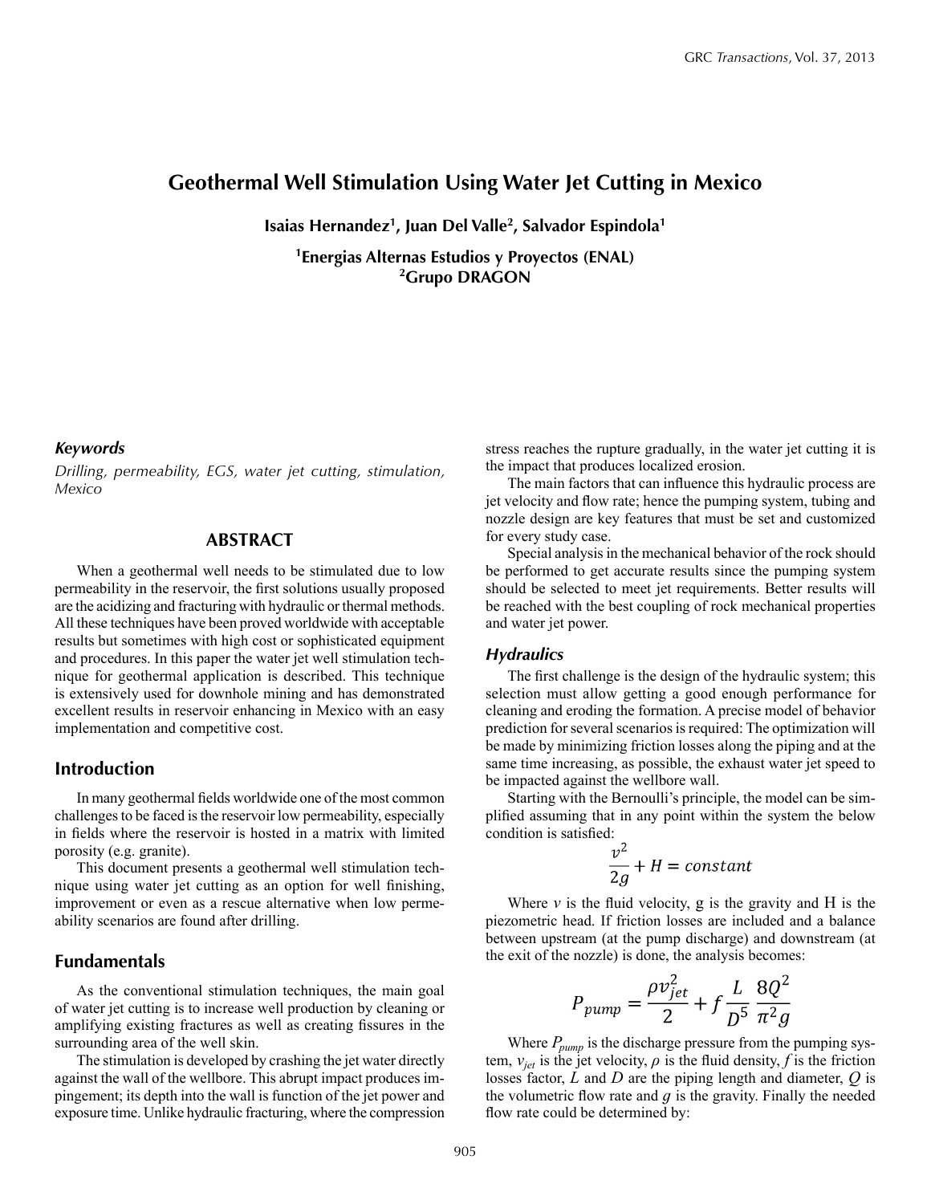# Geothermal Well Stimulation Using Water Jet Cutting in Mexico

**Isaias Hernandez[1], Juan Del Valle[2], Salvador Espindola[1]**

**[1]Energias Alternas Estudios y Proyectos (ENAL)**
**[2]Grupo DRAGON**

### *Keywords*

*Drilling, permeability, EGS, water jet cutting, stimulation, Mexico*

## ABSTRACT

When a geothermal well needs to be stimulated due to low permeability in the reservoir, the first solutions usually proposed are the acidizing and fracturing with hydraulic or thermal methods. All these techniques have been proved worldwide with acceptable results but sometimes with high cost or sophisticated equipment and procedures. In this paper the water jet well stimulation technique for geothermal application is described. This technique is extensively used for downhole mining and has demonstrated excellent results in reservoir enhancing in Mexico with an easy implementation and competitive cost.

## Introduction

In many geothermal fields worldwide one of the most common challenges to be faced is the reservoir low permeability, especially in fields where the reservoir is hosted in a matrix with limited porosity (e.g. granite).

This document presents a geothermal well stimulation technique using water jet cutting as an option for well finishing, improvement or even as a rescue alternative when low permeability scenarios are found after drilling.

## Fundamentals

As the conventional stimulation techniques, the main goal of water jet cutting is to increase well production by cleaning or amplifying existing fractures as well as creating fissures in the surrounding area of the well skin.

The stimulation is developed by crashing the jet water directly against the wall of the wellbore. This abrupt impact produces impingement; its depth into the wall is function of the jet power and exposure time. Unlike hydraulic fracturing, where the compression stress reaches the rupture gradually, in the water jet cutting it is the impact that produces localized erosion.

The main factors that can influence this hydraulic process are jet velocity and flow rate; hence the pumping system, tubing and nozzle design are key features that must be set and customized for every study case.

Special analysis in the mechanical behavior of the rock should be performed to get accurate results since the pumping system should be selected to meet jet requirements. Better results will be reached with the best coupling of rock mechanical properties and water jet power.

### *Hydraulics*

The first challenge is the design of the hydraulic system; this selection must allow getting a good enough performance for cleaning and eroding the formation. A precise model of behavior prediction for several scenarios is required: The optimization will be made by minimizing friction losses along the piping and at the same time increasing, as possible, the exhaust water jet speed to be impacted against the wellbore wall.

Starting with the Bernoulli's principle, the model can be simplified assuming that in any point within the system the below condition is satisfied:

$$\frac{v^2}{2g} + H = constant$$

Where $v$ is the fluid velocity, g is the gravity and H is the piezometric head. If friction losses are included and a balance between upstream (at the pump discharge) and downstream (at the exit of the nozzle) is done, the analysis becomes:

$$P_{pump} = \frac{\rho v_{jet}^2}{2} + f\frac{L}{D^5}\frac{8Q^2}{\pi^2 g}$$

Where $P_{pump}$ is the discharge pressure from the pumping system, $v_{jet}$ is the jet velocity, $\rho$ is the fluid density, $f$ is the friction losses factor, $L$ and $D$ are the piping length and diameter, $Q$ is the volumetric flow rate and $g$ is the gravity. Finally the needed flow rate could be determined by: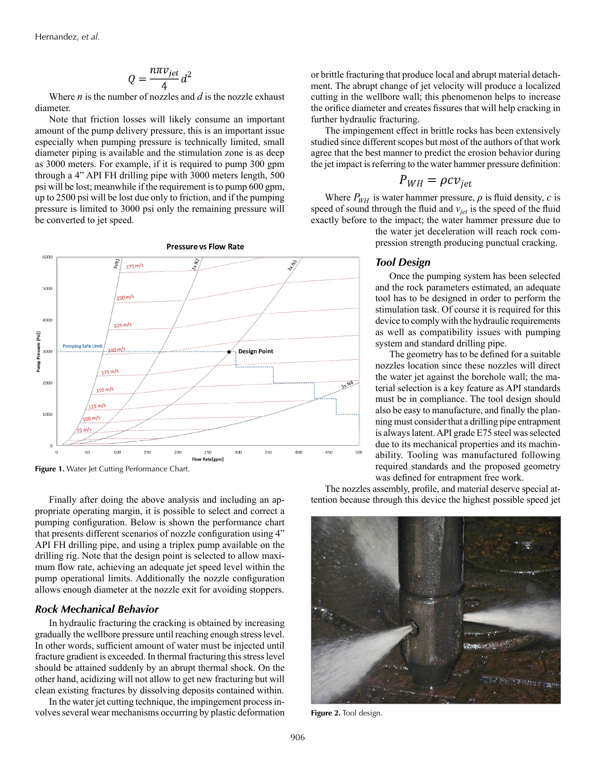$$Q = \frac{n\pi v_{jet}}{4} d^2$$

Where $n$ is the number of nozzles and $d$ is the nozzle exhaust diameter.

Note that friction losses will likely consume an important amount of the pump delivery pressure, this is an important issue especially when pumping pressure is technically limited, small diameter piping is available and the stimulation zone is as deep as 3000 meters. For example, if it is required to pump 300 gpm through a 4" API FH drilling pipe with 3000 meters length, 500 psi will be lost; meanwhile if the requirement is to pump 600 gpm, up to 2500 psi will be lost due only to friction, and if the pumping pressure is limited to 3000 psi only the remaining pressure will be converted to jet speed.

Figure 1. Water Jet Cutting Performance Chart.

Finally after doing the above analysis and including an appropriate operating margin, it is possible to select and correct a pumping configuration. Below is shown the performance chart that presents different scenarios of nozzle configuration using 4" API FH drilling pipe, and using a triplex pump available on the drilling rig. Note that the design point is selected to allow maximum flow rate, achieving an adequate jet speed level within the pump operational limits. Additionally the nozzle configuration allows enough diameter at the nozzle exit for avoiding stoppers.

## *Rock Mechanical Behavior*

In hydraulic fracturing the cracking is obtained by increasing gradually the wellbore pressure until reaching enough stress level. In other words, sufficient amount of water must be injected until fracture gradient is exceeded. In thermal fracturing this stress level should be attained suddenly by an abrupt thermal shock. On the other hand, acidizing will not allow to get new fracturing but will clean existing fractures by dissolving deposits contained within.

In the water jet cutting technique, the impingement process involves several wear mechanisms occurring by plastic deformation or brittle fracturing that produce local and abrupt material detachment. The abrupt change of jet velocity will produce a localized cutting in the wellbore wall; this phenomenon helps to increase the orifice diameter and creates fissures that will help cracking in further hydraulic fracturing.

The impingement effect in brittle rocks has been extensively studied since different scopes but most of the authors of that work agree that the best manner to predict the erosion behavior during the jet impact is referring to the water hammer pressure definition:

$$P_{WH} = \rho c v_{jet}$$

Where $P_{WH}$ is water hammer pressure, $\rho$ is fluid density, $c$ is speed of sound through the fluid and $v_{jet}$ is the speed of the fluid exactly before to the impact; the water hammer pressure due to the water jet deceleration will reach rock compression strength producing punctual cracking.

## *Tool Design*

Once the pumping system has been selected and the rock parameters estimated, an adequate tool has to be designed in order to perform the stimulation task. Of course it is required for this device to comply with the hydraulic requirements as well as compatibility issues with pumping system and standard drilling pipe.

The geometry has to be defined for a suitable nozzles location since these nozzles will direct the water jet against the borehole wall; the material selection is a key feature as API standards must be in compliance. The tool design should also be easy to manufacture, and finally the planning must consider that a drilling pipe entrapment is always latent. API grade E75 steel was selected due to its mechanical properties and its machinability. Tooling was manufactured following required standards and the proposed geometry was defined for entrapment free work.

The nozzles assembly, profile, and material deserve special attention because through this device the highest possible speed jet

Figure 2. Tool design.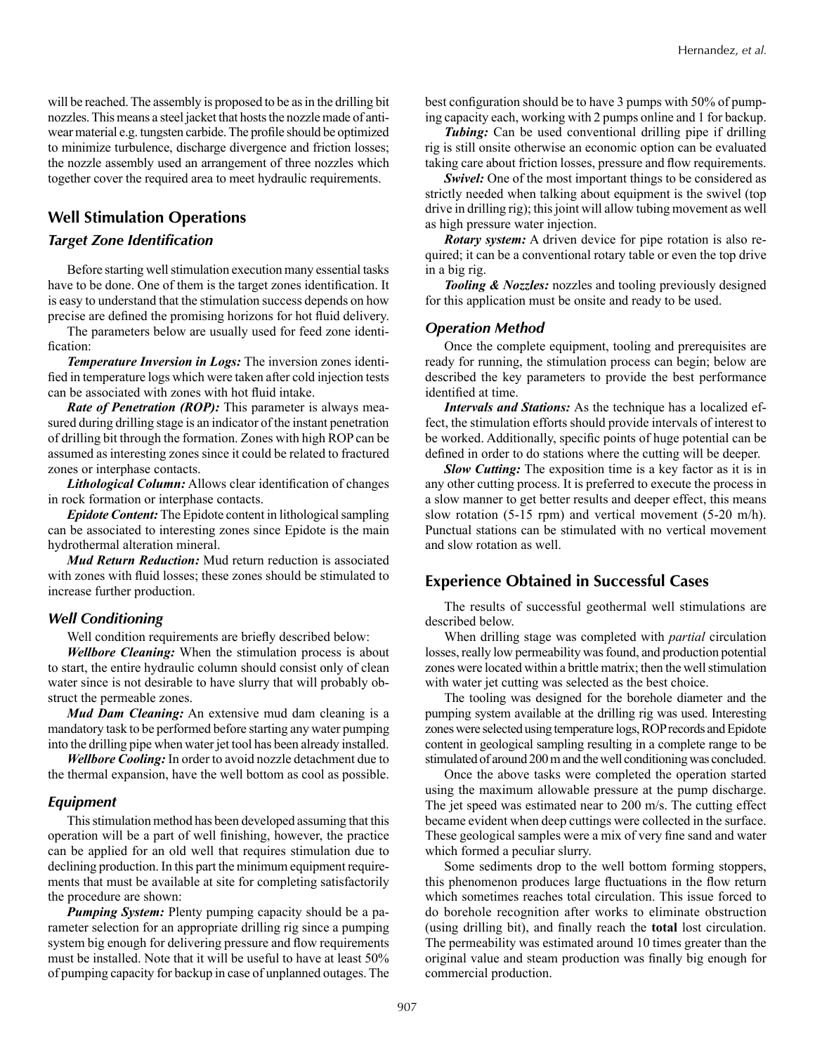will be reached. The assembly is proposed to be as in the drilling bit nozzles. This means a steel jacket that hosts the nozzle made of anti-wear material e.g. tungsten carbide. The profile should be optimized to minimize turbulence, discharge divergence and friction losses; the nozzle assembly used an arrangement of three nozzles which together cover the required area to meet hydraulic requirements.

## Well Stimulation Operations

### Target Zone Identification

Before starting well stimulation execution many essential tasks have to be done. One of them is the target zones identification. It is easy to understand that the stimulation success depends on how precise are defined the promising horizons for hot fluid delivery.

The parameters below are usually used for feed zone identification:

***Temperature Inversion in Logs:*** The inversion zones identified in temperature logs which were taken after cold injection tests can be associated with zones with hot fluid intake.

***Rate of Penetration (ROP):*** This parameter is always measured during drilling stage is an indicator of the instant penetration of drilling bit through the formation. Zones with high ROP can be assumed as interesting zones since it could be related to fractured zones or interphase contacts.

***Lithological Column:*** Allows clear identification of changes in rock formation or interphase contacts.

***Epidote Content:*** The Epidote content in lithological sampling can be associated to interesting zones since Epidote is the main hydrothermal alteration mineral.

***Mud Return Reduction:*** Mud return reduction is associated with zones with fluid losses; these zones should be stimulated to increase further production.

### Well Conditioning

Well condition requirements are briefly described below:

***Wellbore Cleaning:*** When the stimulation process is about to start, the entire hydraulic column should consist only of clean water since is not desirable to have slurry that will probably obstruct the permeable zones.

***Mud Dam Cleaning:*** An extensive mud dam cleaning is a mandatory task to be performed before starting any water pumping into the drilling pipe when water jet tool has been already installed.

***Wellbore Cooling:*** In order to avoid nozzle detachment due to the thermal expansion, have the well bottom as cool as possible.

### Equipment

This stimulation method has been developed assuming that this operation will be a part of well finishing, however, the practice can be applied for an old well that requires stimulation due to declining production. In this part the minimum equipment requirements that must be available at site for completing satisfactorily the procedure are shown:

***Pumping System:*** Plenty pumping capacity should be a parameter selection for an appropriate drilling rig since a pumping system big enough for delivering pressure and flow requirements must be installed. Note that it will be useful to have at least 50% of pumping capacity for backup in case of unplanned outages. The best configuration should be to have 3 pumps with 50% of pumping capacity each, working with 2 pumps online and 1 for backup.

***Tubing:*** Can be used conventional drilling pipe if drilling rig is still onsite otherwise an economic option can be evaluated taking care about friction losses, pressure and flow requirements.

***Swivel:*** One of the most important things to be considered as strictly needed when talking about equipment is the swivel (top drive in drilling rig); this joint will allow tubing movement as well as high pressure water injection.

***Rotary system:*** A driven device for pipe rotation is also required; it can be a conventional rotary table or even the top drive in a big rig.

***Tooling & Nozzles:*** nozzles and tooling previously designed for this application must be onsite and ready to be used.

### Operation Method

Once the complete equipment, tooling and prerequisites are ready for running, the stimulation process can begin; below are described the key parameters to provide the best performance identified at time.

***Intervals and Stations:*** As the technique has a localized effect, the stimulation efforts should provide intervals of interest to be worked. Additionally, specific points of huge potential can be defined in order to do stations where the cutting will be deeper.

***Slow Cutting:*** The exposition time is a key factor as it is in any other cutting process. It is preferred to execute the process in a slow manner to get better results and deeper effect, this means slow rotation (5-15 rpm) and vertical movement (5-20 m/h). Punctual stations can be stimulated with no vertical movement and slow rotation as well.

## Experience Obtained in Successful Cases

The results of successful geothermal well stimulations are described below.

When drilling stage was completed with *partial* circulation losses, really low permeability was found, and production potential zones were located within a brittle matrix; then the well stimulation with water jet cutting was selected as the best choice.

The tooling was designed for the borehole diameter and the pumping system available at the drilling rig was used. Interesting zones were selected using temperature logs, ROP records and Epidote content in geological sampling resulting in a complete range to be stimulated of around 200 m and the well conditioning was concluded.

Once the above tasks were completed the operation started using the maximum allowable pressure at the pump discharge. The jet speed was estimated near to 200 m/s. The cutting effect became evident when deep cuttings were collected in the surface. These geological samples were a mix of very fine sand and water which formed a peculiar slurry.

Some sediments drop to the well bottom forming stoppers, this phenomenon produces large fluctuations in the flow return which sometimes reaches total circulation. This issue forced to do borehole recognition after works to eliminate obstruction (using drilling bit), and finally reach the **total** lost circulation. The permeability was estimated around 10 times greater than the original value and steam production was finally big enough for commercial production.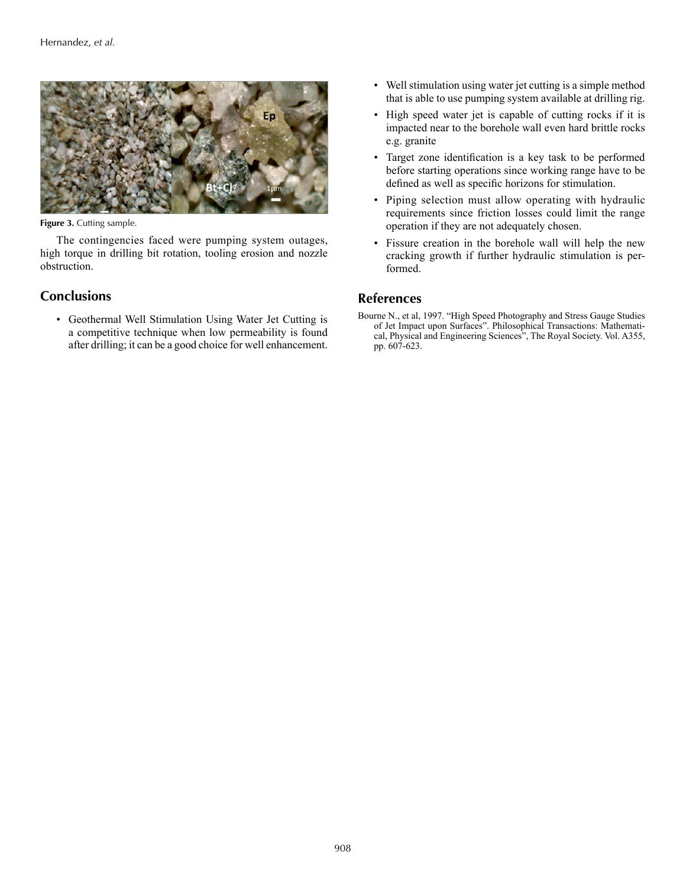Figure 3. Cutting sample.

The contingencies faced were pumping system outages, high torque in drilling bit rotation, tooling erosion and nozzle obstruction.

## Conclusions

- Geothermal Well Stimulation Using Water Jet Cutting is a competitive technique when low permeability is found after drilling; it can be a good choice for well enhancement.
- Well stimulation using water jet cutting is a simple method that is able to use pumping system available at drilling rig.
- High speed water jet is capable of cutting rocks if it is impacted near to the borehole wall even hard brittle rocks e.g. granite
- Target zone identification is a key task to be performed before starting operations since working range have to be defined as well as specific horizons for stimulation.
- Piping selection must allow operating with hydraulic requirements since friction losses could limit the range operation if they are not adequately chosen.
- Fissure creation in the borehole wall will help the new cracking growth if further hydraulic stimulation is performed.

## References

Bourne N., et al, 1997. "High Speed Photography and Stress Gauge Studies of Jet Impact upon Surfaces". Philosophical Transactions: Mathematical, Physical and Engineering Sciences", The Royal Society. Vol. A355, pp. 607-623.